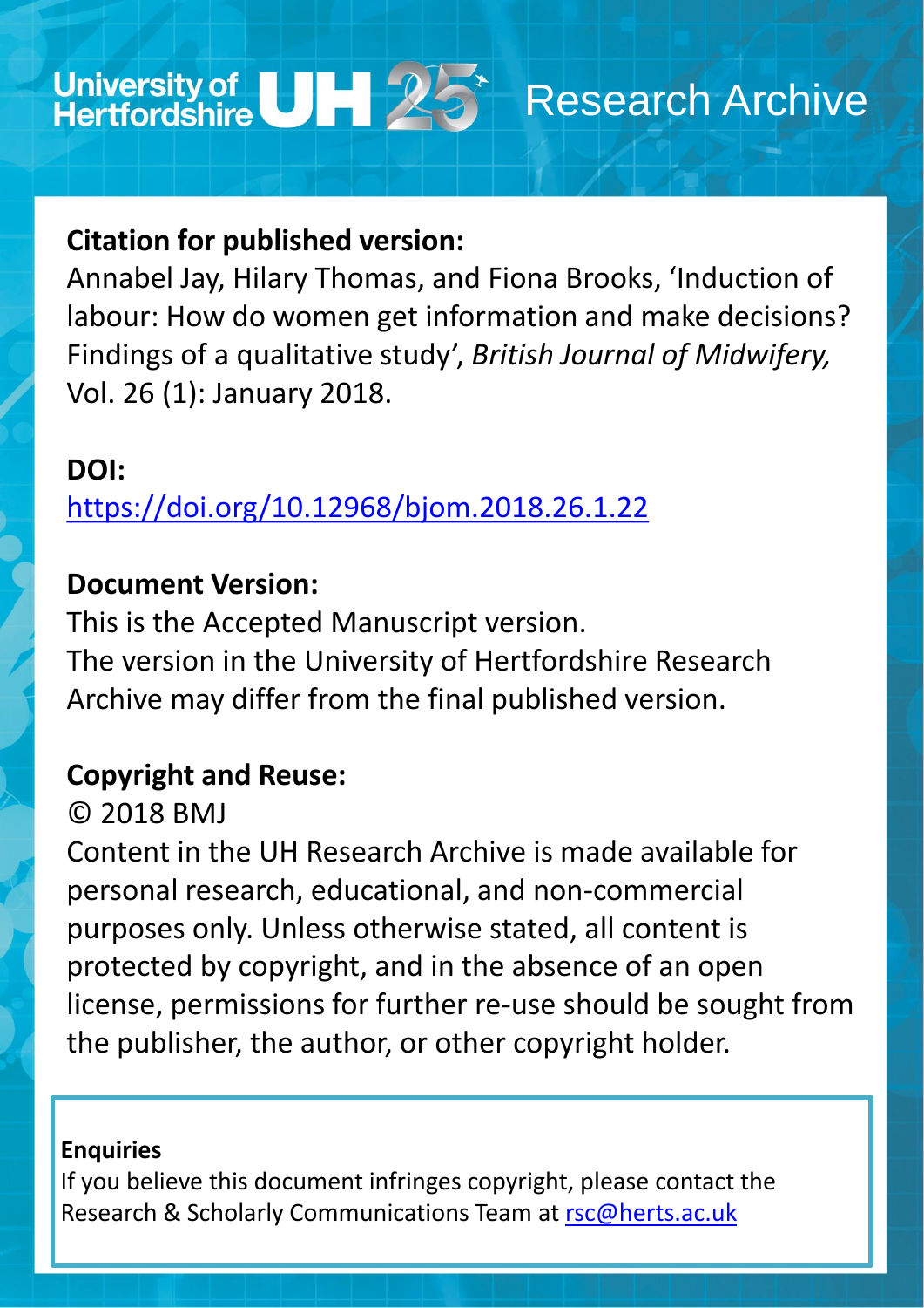University of Hertfordshire UH 25 Research Archive

**Citation for published version:**

Annabel Jay, Hilary Thomas, and Fiona Brooks, 'Induction of labour: How do women get information and make decisions? Findings of a qualitative study', *British Journal of Midwifery,* Vol. 26 (1): January 2018.

**DOI:**

https://doi.org/10.12968/bjom.2018.26.1.22

**Document Version:**

This is the Accepted Manuscript version.
The version in the University of Hertfordshire Research Archive may differ from the final published version.

**Copyright and Reuse:**

© 2018 BMJ

Content in the UH Research Archive is made available for personal research, educational, and non-commercial purposes only. Unless otherwise stated, all content is protected by copyright, and in the absence of an open license, permissions for further re-use should be sought from the publisher, the author, or other copyright holder.

**Enquiries**

If you believe this document infringes copyright, please contact the Research & Scholarly Communications Team at rsc@herts.ac.uk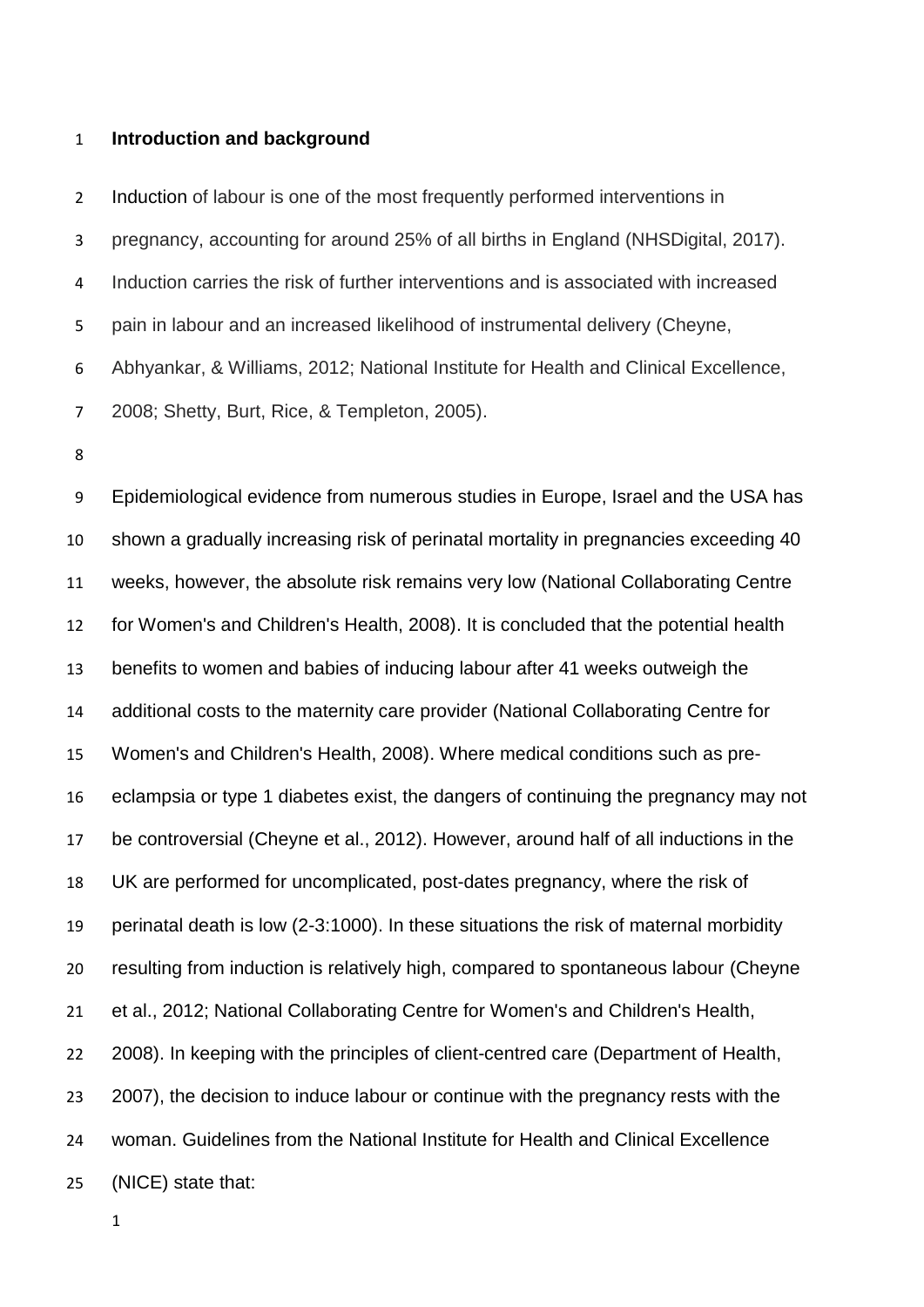## Introduction and background

Induction of labour is one of the most frequently performed interventions in pregnancy, accounting for around 25% of all births in England (NHSDigital, 2017). Induction carries the risk of further interventions and is associated with increased pain in labour and an increased likelihood of instrumental delivery (Cheyne, Abhyankar, & Williams, 2012; National Institute for Health and Clinical Excellence, 2008; Shetty, Burt, Rice, & Templeton, 2005).

Epidemiological evidence from numerous studies in Europe, Israel and the USA has shown a gradually increasing risk of perinatal mortality in pregnancies exceeding 40 weeks, however, the absolute risk remains very low (National Collaborating Centre for Women's and Children's Health, 2008). It is concluded that the potential health benefits to women and babies of inducing labour after 41 weeks outweigh the additional costs to the maternity care provider (National Collaborating Centre for Women's and Children's Health, 2008). Where medical conditions such as pre-eclampsia or type 1 diabetes exist, the dangers of continuing the pregnancy may not be controversial (Cheyne et al., 2012). However, around half of all inductions in the UK are performed for uncomplicated, post-dates pregnancy, where the risk of perinatal death is low (2-3:1000). In these situations the risk of maternal morbidity resulting from induction is relatively high, compared to spontaneous labour (Cheyne et al., 2012; National Collaborating Centre for Women's and Children's Health, 2008). In keeping with the principles of client-centred care (Department of Health, 2007), the decision to induce labour or continue with the pregnancy rests with the woman. Guidelines from the National Institute for Health and Clinical Excellence (NICE) state that: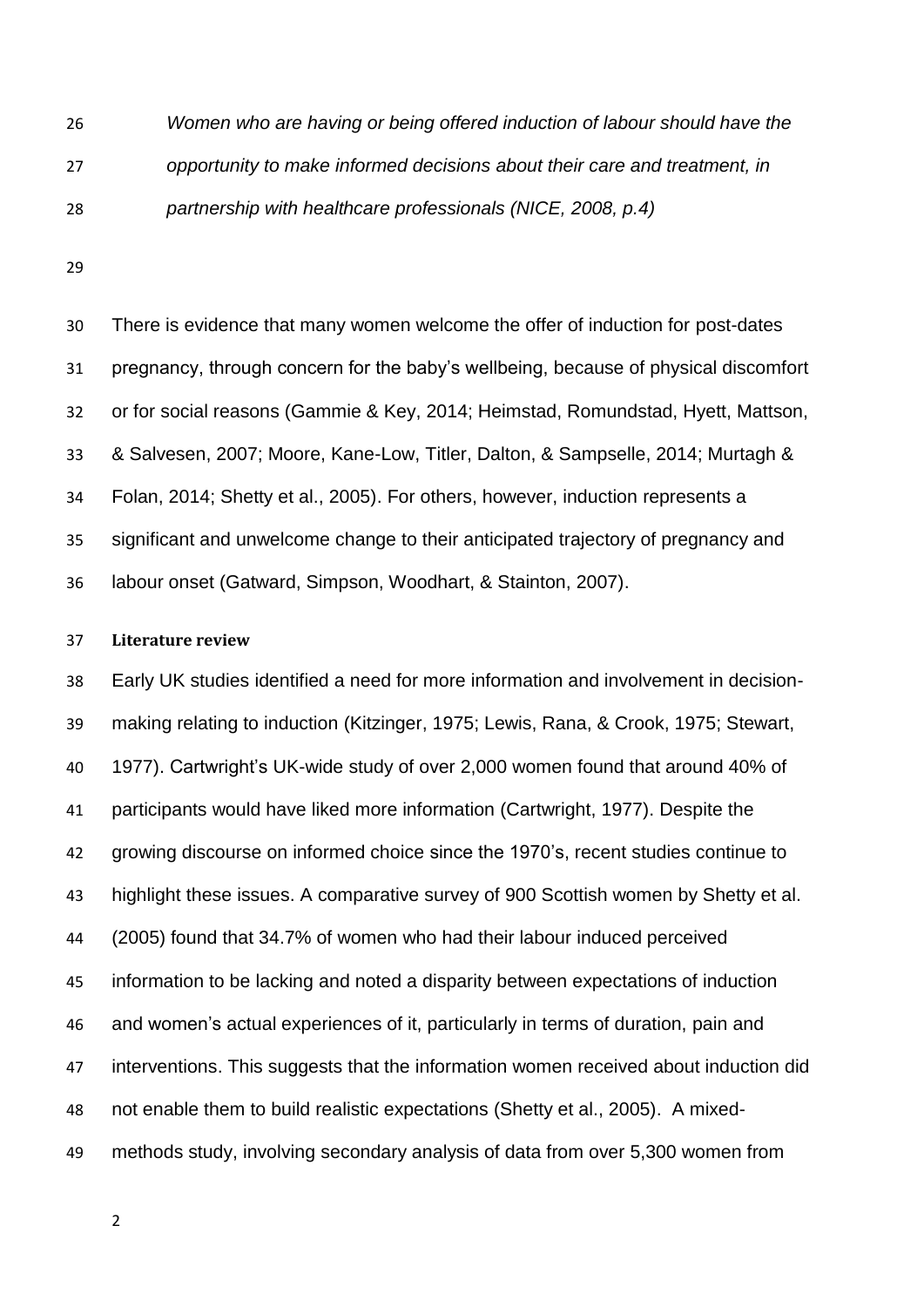*Women who are having or being offered induction of labour should have the opportunity to make informed decisions about their care and treatment, in partnership with healthcare professionals (NICE, 2008, p.4)*

There is evidence that many women welcome the offer of induction for post-dates pregnancy, through concern for the baby's wellbeing, because of physical discomfort or for social reasons (Gammie & Key, 2014; Heimstad, Romundstad, Hyett, Mattson, & Salvesen, 2007; Moore, Kane-Low, Titler, Dalton, & Sampselle, 2014; Murtagh & Folan, 2014; Shetty et al., 2005). For others, however, induction represents a significant and unwelcome change to their anticipated trajectory of pregnancy and labour onset (Gatward, Simpson, Woodhart, & Stainton, 2007).

## Literature review

Early UK studies identified a need for more information and involvement in decision-making relating to induction (Kitzinger, 1975; Lewis, Rana, & Crook, 1975; Stewart, 1977). Cartwright's UK-wide study of over 2,000 women found that around 40% of participants would have liked more information (Cartwright, 1977). Despite the growing discourse on informed choice since the 1970's, recent studies continue to highlight these issues. A comparative survey of 900 Scottish women by Shetty et al. (2005) found that 34.7% of women who had their labour induced perceived information to be lacking and noted a disparity between expectations of induction and women's actual experiences of it, particularly in terms of duration, pain and interventions. This suggests that the information women received about induction did not enable them to build realistic expectations (Shetty et al., 2005). A mixed-methods study, involving secondary analysis of data from over 5,300 women from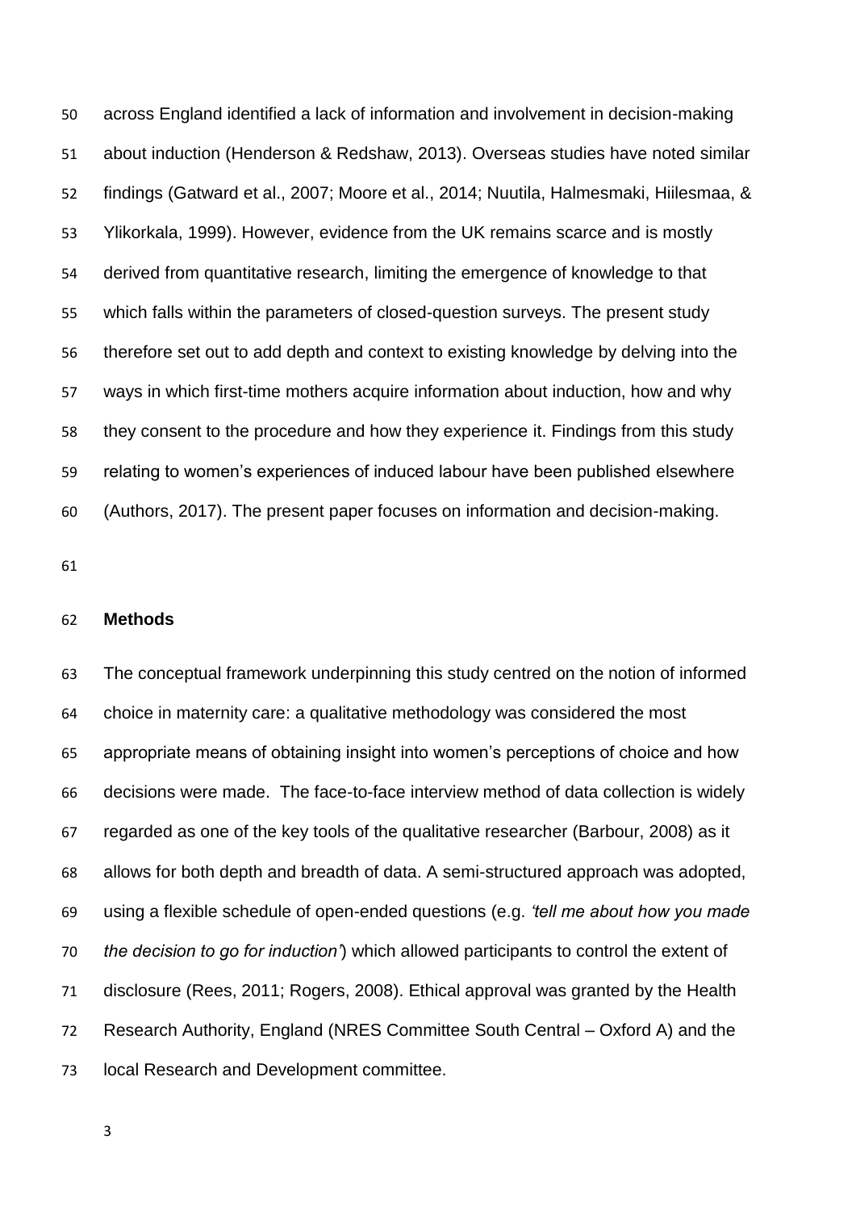across England identified a lack of information and involvement in decision-making about induction (Henderson & Redshaw, 2013). Overseas studies have noted similar findings (Gatward et al., 2007; Moore et al., 2014; Nuutila, Halmesmaki, Hiilesmaa, & Ylikorkala, 1999). However, evidence from the UK remains scarce and is mostly derived from quantitative research, limiting the emergence of knowledge to that which falls within the parameters of closed-question surveys. The present study therefore set out to add depth and context to existing knowledge by delving into the ways in which first-time mothers acquire information about induction, how and why they consent to the procedure and how they experience it. Findings from this study relating to women's experiences of induced labour have been published elsewhere (Authors, 2017). The present paper focuses on information and decision-making.

## Methods

The conceptual framework underpinning this study centred on the notion of informed choice in maternity care: a qualitative methodology was considered the most appropriate means of obtaining insight into women's perceptions of choice and how decisions were made. The face-to-face interview method of data collection is widely regarded as one of the key tools of the qualitative researcher (Barbour, 2008) as it allows for both depth and breadth of data. A semi-structured approach was adopted, using a flexible schedule of open-ended questions (e.g. *'tell me about how you made the decision to go for induction'*) which allowed participants to control the extent of disclosure (Rees, 2011; Rogers, 2008). Ethical approval was granted by the Health Research Authority, England (NRES Committee South Central – Oxford A) and the local Research and Development committee.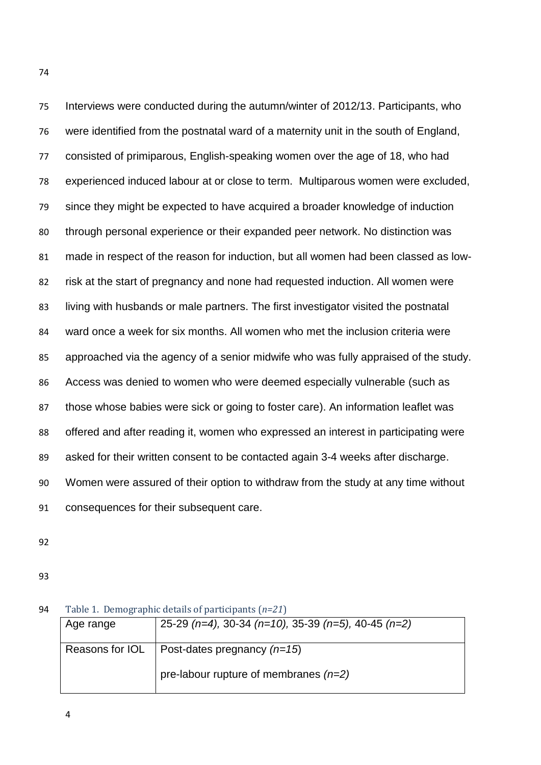Interviews were conducted during the autumn/winter of 2012/13. Participants, who were identified from the postnatal ward of a maternity unit in the south of England, consisted of primiparous, English-speaking women over the age of 18, who had experienced induced labour at or close to term. Multiparous women were excluded, since they might be expected to have acquired a broader knowledge of induction through personal experience or their expanded peer network. No distinction was made in respect of the reason for induction, but all women had been classed as low-risk at the start of pregnancy and none had requested induction. All women were living with husbands or male partners. The first investigator visited the postnatal ward once a week for six months. All women who met the inclusion criteria were approached via the agency of a senior midwife who was fully appraised of the study. Access was denied to women who were deemed especially vulnerable (such as those whose babies were sick or going to foster care). An information leaflet was offered and after reading it, women who expressed an interest in participating were asked for their written consent to be contacted again 3-4 weeks after discharge. Women were assured of their option to withdraw from the study at any time without consequences for their subsequent care.

Table 1. Demographic details of participants (*n=21*)

| | |
|---|---|
| Age range | 25-29 *(n=4)*, 30-34 *(n=10)*, 35-39 *(n=5)*, 40-45 *(n=2)* |
| Reasons for IOL | Post-dates pregnancy *(n=15*)<br>pre-labour rupture of membranes *(n=2)* |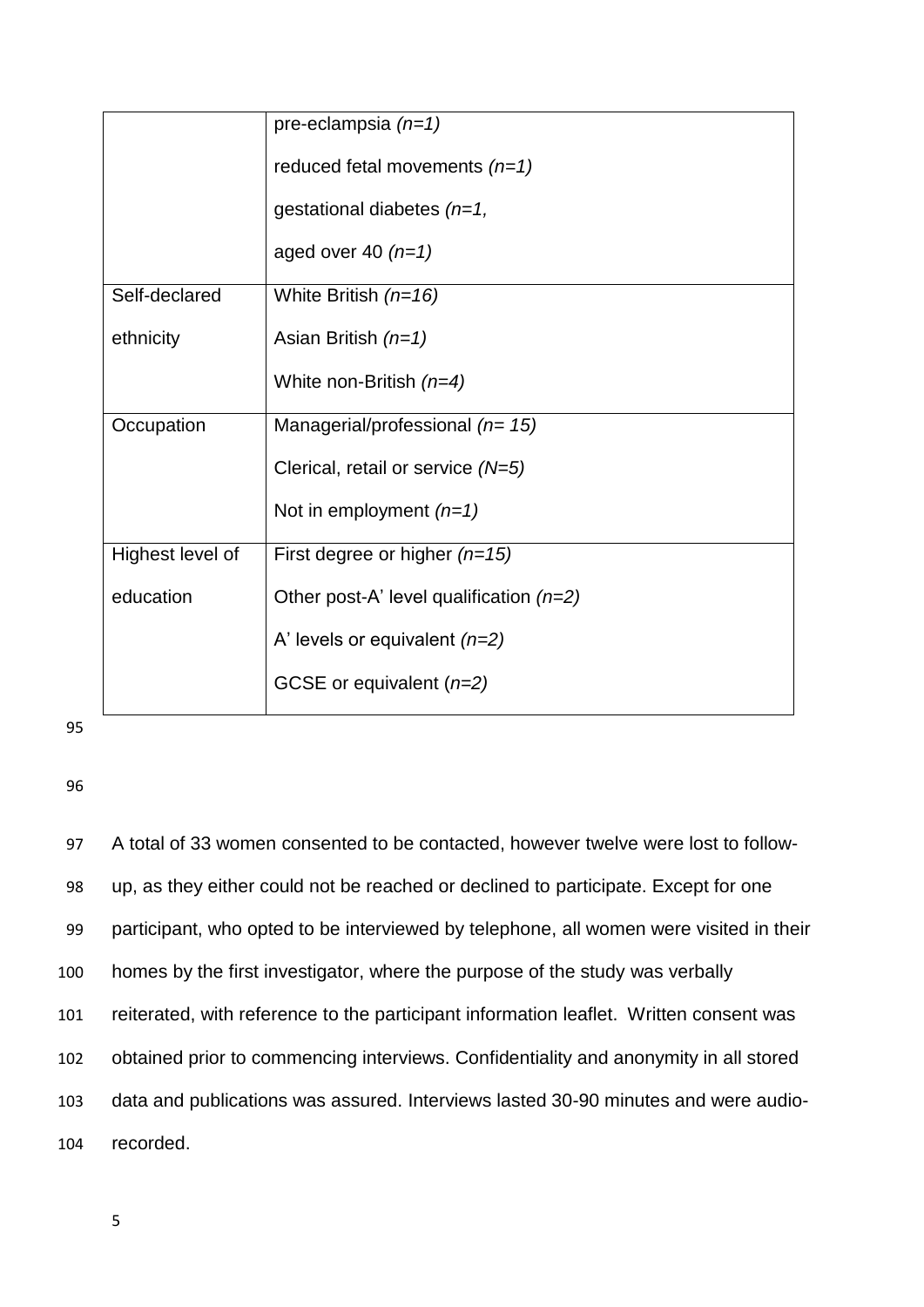| | |
|---|---|
| | pre-eclampsia *(n=1)*<br>reduced fetal movements *(n=1)*<br>gestational diabetes *(n=1,*<br>aged over 40 *(n=1)* |
| Self-declared ethnicity | White British *(n=16)*<br>Asian British *(n=1)*<br>White non-British *(n=4)* |
| Occupation | Managerial/professional *(n= 15)*<br>Clerical, retail or service *(N=5)*<br>Not in employment *(n=1)* |
| Highest level of education | First degree or higher *(n=15)*<br>Other post-A' level qualification *(n=2)*<br>A' levels or equivalent *(n=2)*<br>GCSE or equivalent (*n=2)* |

A total of 33 women consented to be contacted, however twelve were lost to follow-up, as they either could not be reached or declined to participate. Except for one participant, who opted to be interviewed by telephone, all women were visited in their homes by the first investigator, where the purpose of the study was verbally reiterated, with reference to the participant information leaflet. Written consent was obtained prior to commencing interviews. Confidentiality and anonymity in all stored data and publications was assured. Interviews lasted 30-90 minutes and were audio-recorded.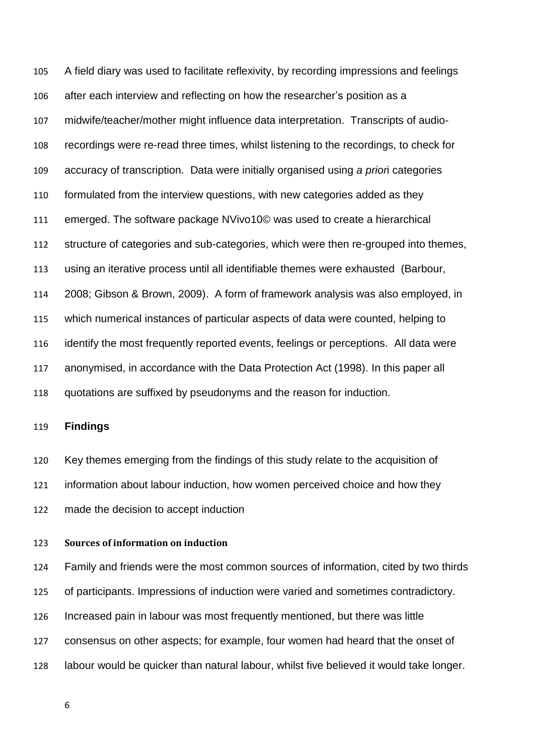A field diary was used to facilitate reflexivity, by recording impressions and feelings after each interview and reflecting on how the researcher's position as a midwife/teacher/mother might influence data interpretation. Transcripts of audio-recordings were re-read three times, whilst listening to the recordings, to check for accuracy of transcription. Data were initially organised using *a priori* categories formulated from the interview questions, with new categories added as they emerged. The software package NVivo10© was used to create a hierarchical structure of categories and sub-categories, which were then re-grouped into themes, using an iterative process until all identifiable themes were exhausted (Barbour, 2008; Gibson & Brown, 2009). A form of framework analysis was also employed, in which numerical instances of particular aspects of data were counted, helping to identify the most frequently reported events, feelings or perceptions. All data were anonymised, in accordance with the Data Protection Act (1998). In this paper all quotations are suffixed by pseudonyms and the reason for induction.

## Findings

Key themes emerging from the findings of this study relate to the acquisition of information about labour induction, how women perceived choice and how they made the decision to accept induction

### Sources of information on induction

Family and friends were the most common sources of information, cited by two thirds of participants. Impressions of induction were varied and sometimes contradictory. Increased pain in labour was most frequently mentioned, but there was little consensus on other aspects; for example, four women had heard that the onset of labour would be quicker than natural labour, whilst five believed it would take longer.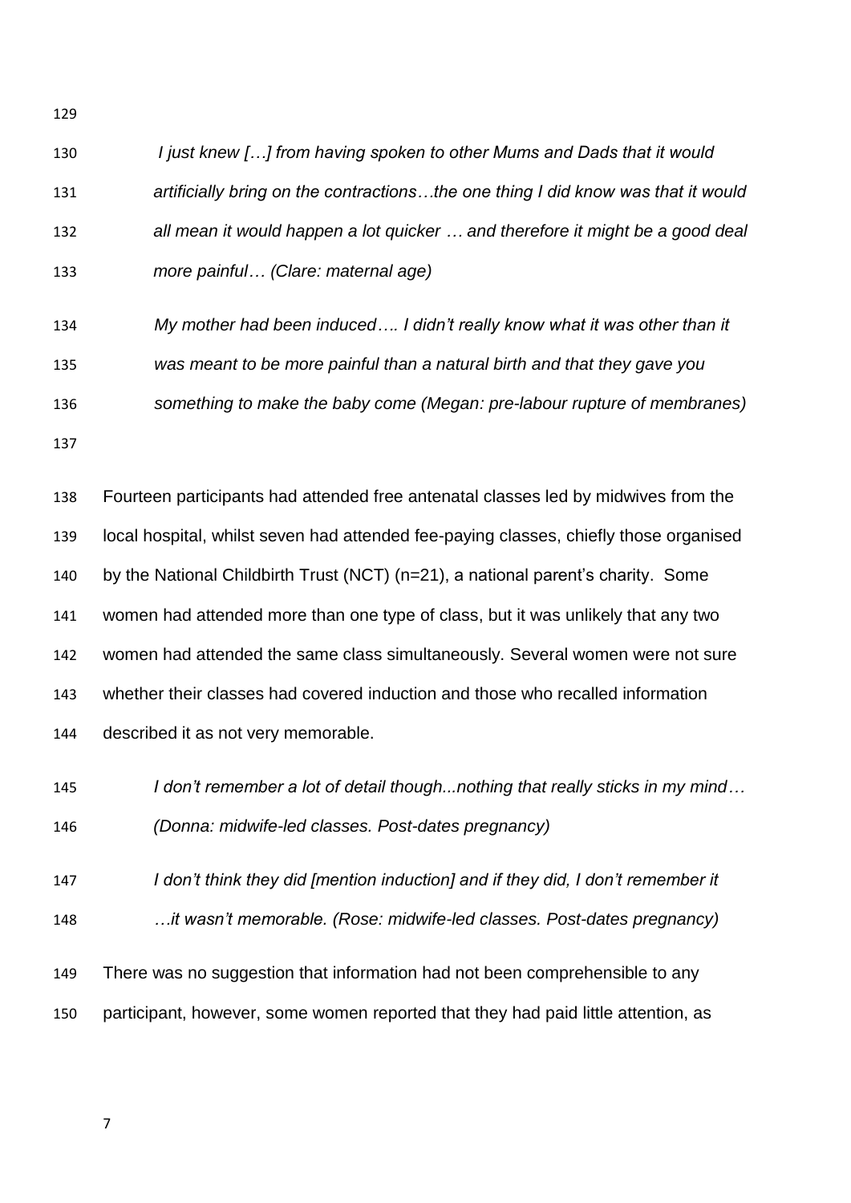> *I just knew […] from having spoken to other Mums and Dads that it would artificially bring on the contractions…the one thing I did know was that it would all mean it would happen a lot quicker … and therefore it might be a good deal more painful… (Clare: maternal age)*

> *My mother had been induced…. I didn't really know what it was other than it was meant to be more painful than a natural birth and that they gave you something to make the baby come (Megan: pre-labour rupture of membranes)*

Fourteen participants had attended free antenatal classes led by midwives from the local hospital, whilst seven had attended fee-paying classes, chiefly those organised by the National Childbirth Trust (NCT) (n=21), a national parent's charity. Some women had attended more than one type of class, but it was unlikely that any two women had attended the same class simultaneously. Several women were not sure whether their classes had covered induction and those who recalled information described it as not very memorable.

> *I don't remember a lot of detail though...nothing that really sticks in my mind… (Donna: midwife-led classes. Post-dates pregnancy)*

> *I don't think they did [mention induction] and if they did, I don't remember it …it wasn't memorable. (Rose: midwife-led classes. Post-dates pregnancy)*

There was no suggestion that information had not been comprehensible to any participant, however, some women reported that they had paid little attention, as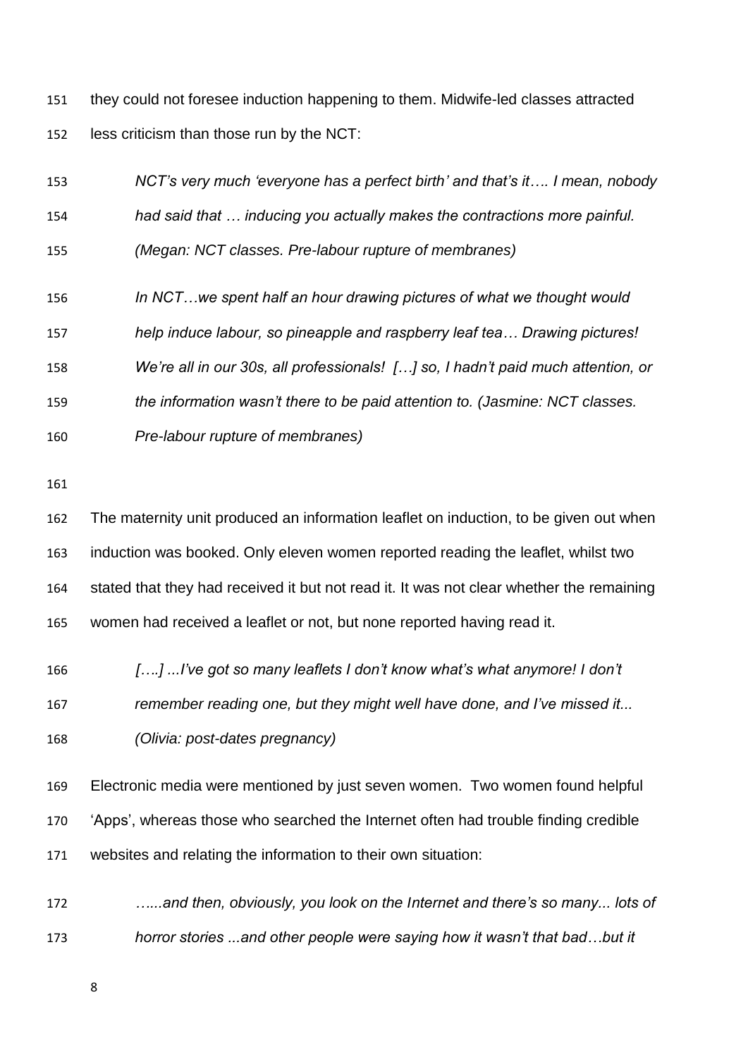they could not foresee induction happening to them. Midwife-led classes attracted less criticism than those run by the NCT:

> *NCT's very much 'everyone has a perfect birth' and that's it…. I mean, nobody had said that … inducing you actually makes the contractions more painful. (Megan: NCT classes. Pre-labour rupture of membranes)*

> *In NCT…we spent half an hour drawing pictures of what we thought would help induce labour, so pineapple and raspberry leaf tea… Drawing pictures! We're all in our 30s, all professionals! […] so, I hadn't paid much attention, or the information wasn't there to be paid attention to. (Jasmine: NCT classes. Pre-labour rupture of membranes)*

The maternity unit produced an information leaflet on induction, to be given out when induction was booked. Only eleven women reported reading the leaflet, whilst two stated that they had received it but not read it. It was not clear whether the remaining women had received a leaflet or not, but none reported having read it.

> *[….] ...I've got so many leaflets I don't know what's what anymore! I don't remember reading one, but they might well have done, and I've missed it... (Olivia: post-dates pregnancy)*

Electronic media were mentioned by just seven women. Two women found helpful 'Apps', whereas those who searched the Internet often had trouble finding credible websites and relating the information to their own situation:

> *…....and then, obviously, you look on the Internet and there's so many... lots of horror stories ...and other people were saying how it wasn't that bad…but it*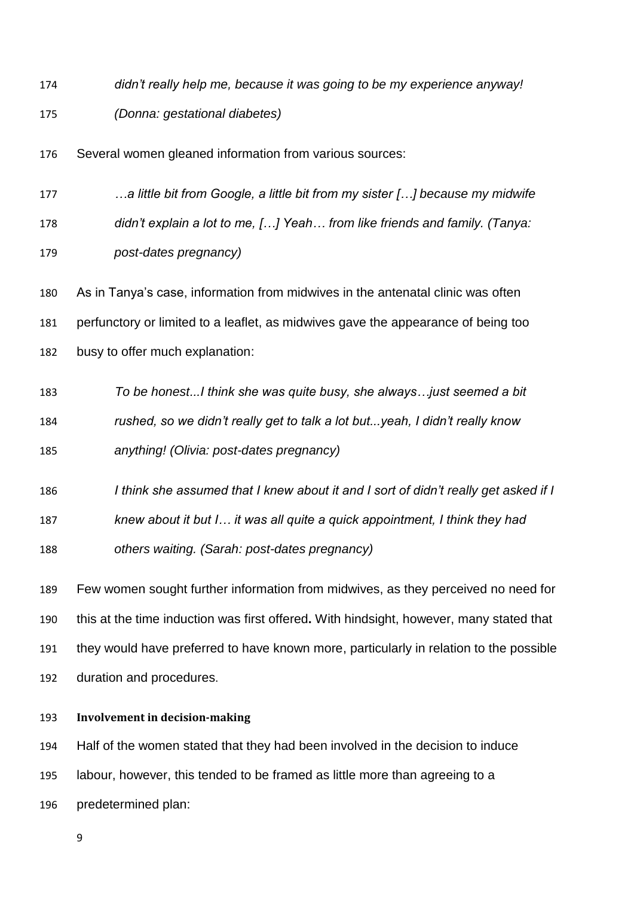*didn't really help me, because it was going to be my experience anyway! (Donna: gestational diabetes)*

Several women gleaned information from various sources:

> *…a little bit from Google, a little bit from my sister […] because my midwife didn't explain a lot to me, […] Yeah… from like friends and family. (Tanya: post-dates pregnancy)*

As in Tanya's case, information from midwives in the antenatal clinic was often perfunctory or limited to a leaflet, as midwives gave the appearance of being too busy to offer much explanation:

> *To be honest...I think she was quite busy, she always…just seemed a bit rushed, so we didn't really get to talk a lot but...yeah, I didn't really know anything! (Olivia: post-dates pregnancy)*

> *I think she assumed that I knew about it and I sort of didn't really get asked if I knew about it but I… it was all quite a quick appointment, I think they had others waiting. (Sarah: post-dates pregnancy)*

Few women sought further information from midwives, as they perceived no need for this at the time induction was first offered**.** With hindsight, however, many stated that they would have preferred to have known more, particularly in relation to the possible duration and procedures.

### Involvement in decision-making

Half of the women stated that they had been involved in the decision to induce labour, however, this tended to be framed as little more than agreeing to a predetermined plan: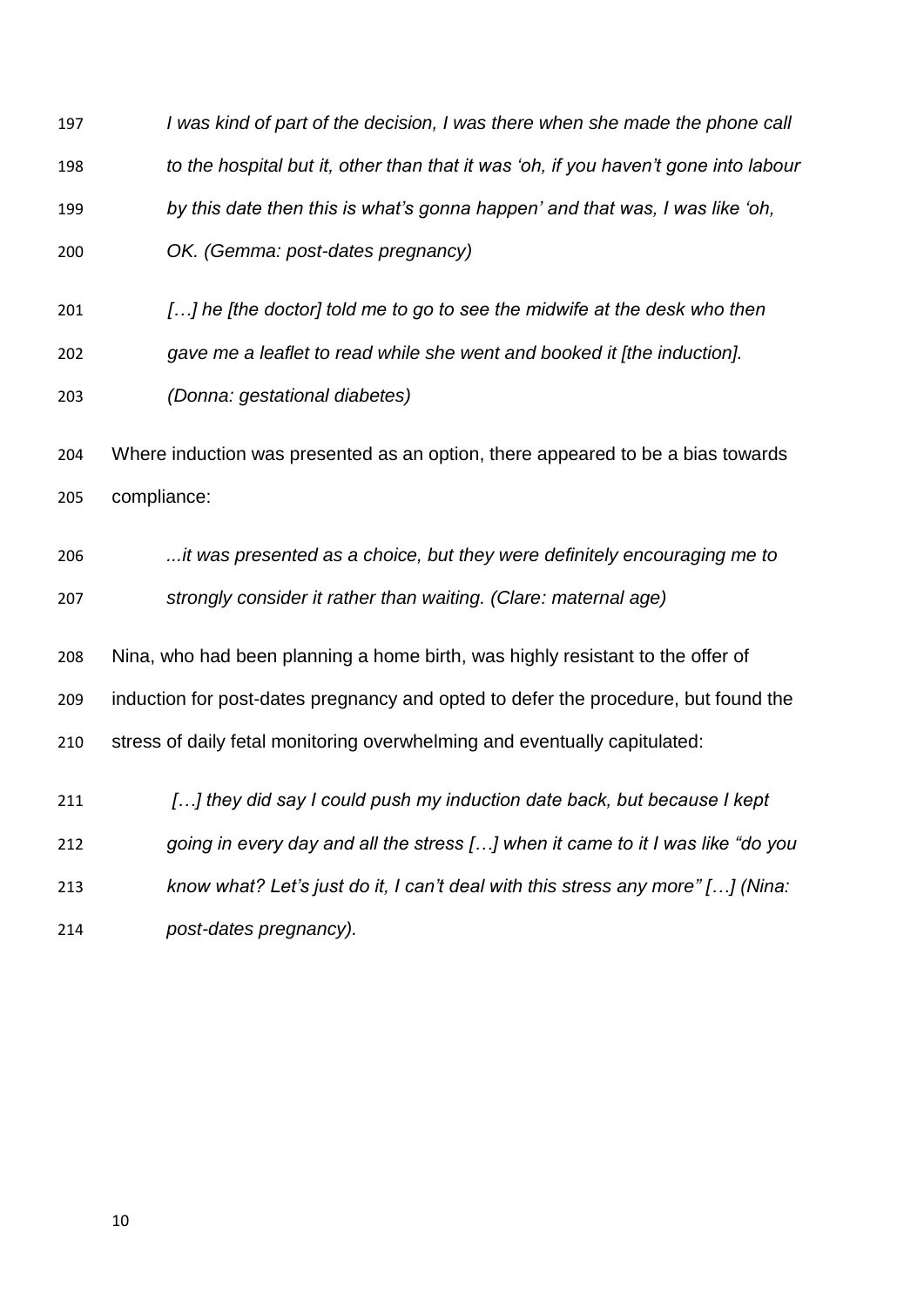*I was kind of part of the decision, I was there when she made the phone call to the hospital but it, other than that it was 'oh, if you haven't gone into labour by this date then this is what's gonna happen' and that was, I was like 'oh, OK. (Gemma: post-dates pregnancy)*

*[…] he [the doctor] told me to go to see the midwife at the desk who then gave me a leaflet to read while she went and booked it [the induction]. (Donna: gestational diabetes)*

Where induction was presented as an option, there appeared to be a bias towards compliance:

*...it was presented as a choice, but they were definitely encouraging me to strongly consider it rather than waiting. (Clare: maternal age)*

Nina, who had been planning a home birth, was highly resistant to the offer of induction for post-dates pregnancy and opted to defer the procedure, but found the stress of daily fetal monitoring overwhelming and eventually capitulated:

*[…] they did say I could push my induction date back, but because I kept going in every day and all the stress […] when it came to it I was like "do you know what? Let's just do it, I can't deal with this stress any more" […] (Nina: post-dates pregnancy).*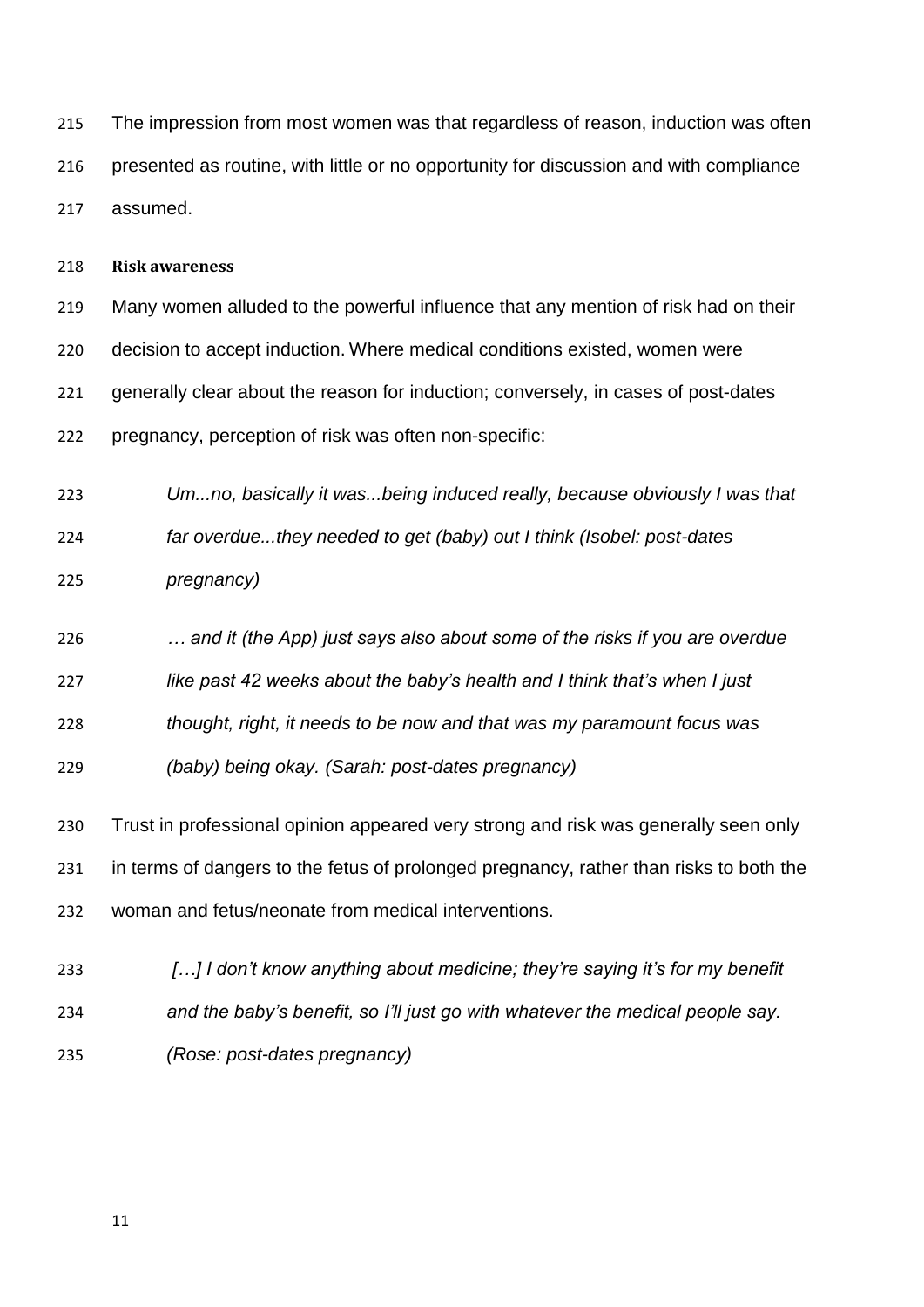The impression from most women was that regardless of reason, induction was often presented as routine, with little or no opportunity for discussion and with compliance assumed.

**Risk awareness**

Many women alluded to the powerful influence that any mention of risk had on their decision to accept induction. Where medical conditions existed, women were generally clear about the reason for induction; conversely, in cases of post-dates pregnancy, perception of risk was often non-specific:

> *Um...no, basically it was...being induced really, because obviously I was that far overdue...they needed to get (baby) out I think (Isobel: post-dates pregnancy)*

> *… and it (the App) just says also about some of the risks if you are overdue like past 42 weeks about the baby's health and I think that's when I just thought, right, it needs to be now and that was my paramount focus was (baby) being okay. (Sarah: post-dates pregnancy)*

Trust in professional opinion appeared very strong and risk was generally seen only in terms of dangers to the fetus of prolonged pregnancy, rather than risks to both the woman and fetus/neonate from medical interventions.

> *[…] I don't know anything about medicine; they're saying it's for my benefit and the baby's benefit, so I'll just go with whatever the medical people say. (Rose: post-dates pregnancy)*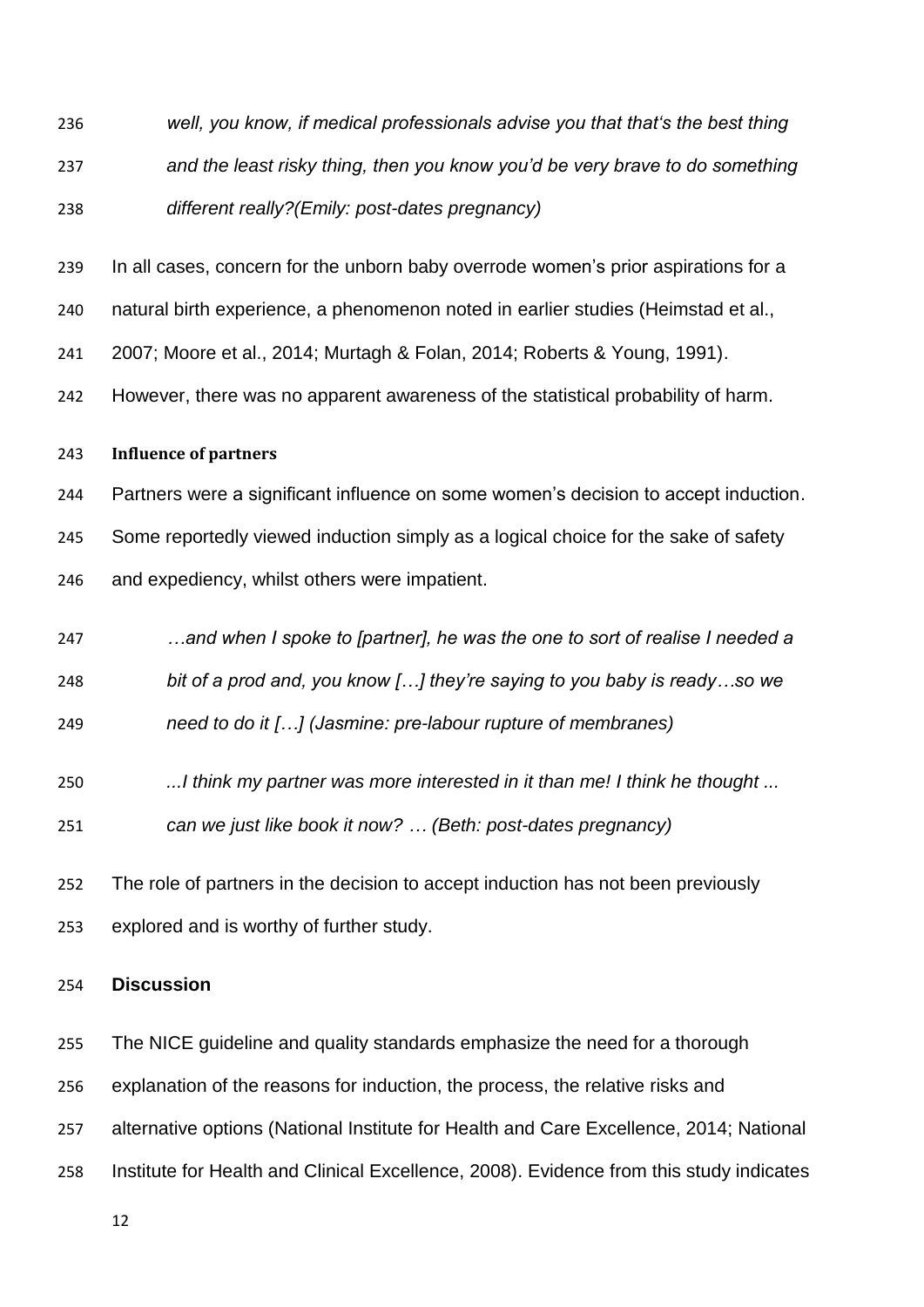*well, you know, if medical professionals advise you that that's the best thing and the least risky thing, then you know you'd be very brave to do something different really?(Emily: post-dates pregnancy)*

In all cases, concern for the unborn baby overrode women's prior aspirations for a natural birth experience, a phenomenon noted in earlier studies (Heimstad et al., 2007; Moore et al., 2014; Murtagh & Folan, 2014; Roberts & Young, 1991). However, there was no apparent awareness of the statistical probability of harm.

### Influence of partners

Partners were a significant influence on some women's decision to accept induction. Some reportedly viewed induction simply as a logical choice for the sake of safety and expediency, whilst others were impatient.

*…and when I spoke to [partner], he was the one to sort of realise I needed a bit of a prod and, you know […] they're saying to you baby is ready…so we need to do it […] (Jasmine: pre-labour rupture of membranes)*

*...I think my partner was more interested in it than me! I think he thought ... can we just like book it now? … (Beth: post-dates pregnancy)*

The role of partners in the decision to accept induction has not been previously explored and is worthy of further study.

## Discussion

The NICE guideline and quality standards emphasize the need for a thorough explanation of the reasons for induction, the process, the relative risks and alternative options (National Institute for Health and Care Excellence, 2014; National Institute for Health and Clinical Excellence, 2008). Evidence from this study indicates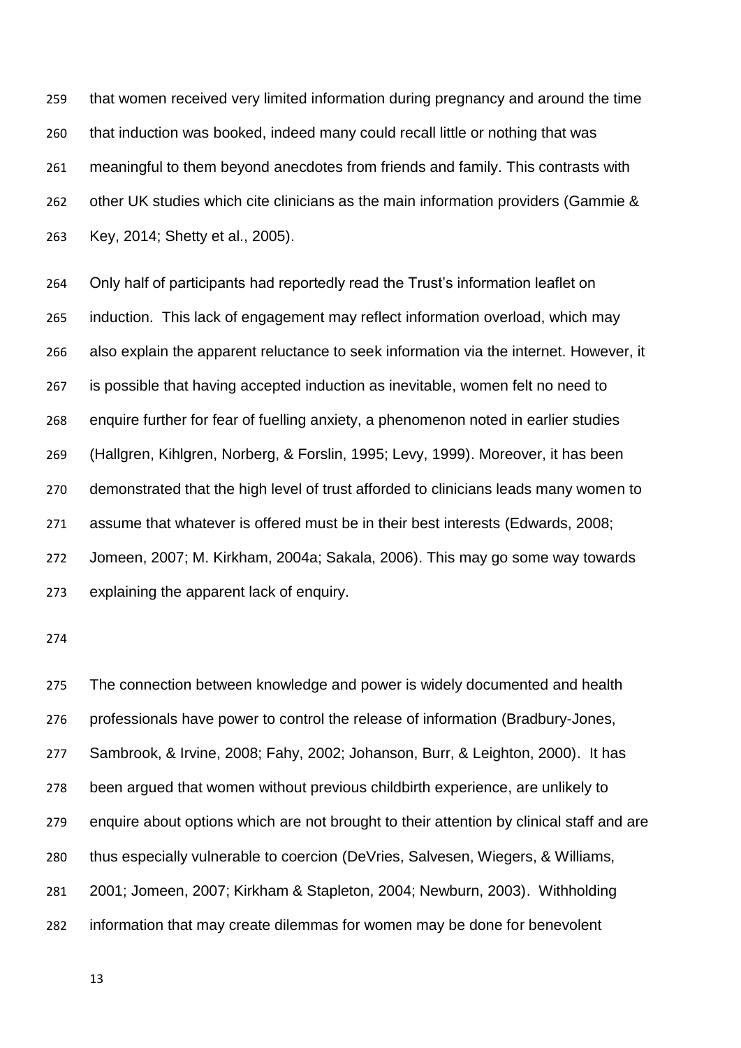that women received very limited information during pregnancy and around the time that induction was booked, indeed many could recall little or nothing that was meaningful to them beyond anecdotes from friends and family. This contrasts with other UK studies which cite clinicians as the main information providers (Gammie & Key, 2014; Shetty et al., 2005).

Only half of participants had reportedly read the Trust's information leaflet on induction. This lack of engagement may reflect information overload, which may also explain the apparent reluctance to seek information via the internet. However, it is possible that having accepted induction as inevitable, women felt no need to enquire further for fear of fuelling anxiety, a phenomenon noted in earlier studies (Hallgren, Kihlgren, Norberg, & Forslin, 1995; Levy, 1999). Moreover, it has been demonstrated that the high level of trust afforded to clinicians leads many women to assume that whatever is offered must be in their best interests (Edwards, 2008; Jomeen, 2007; M. Kirkham, 2004a; Sakala, 2006). This may go some way towards explaining the apparent lack of enquiry.

The connection between knowledge and power is widely documented and health professionals have power to control the release of information (Bradbury-Jones, Sambrook, & Irvine, 2008; Fahy, 2002; Johanson, Burr, & Leighton, 2000). It has been argued that women without previous childbirth experience, are unlikely to enquire about options which are not brought to their attention by clinical staff and are thus especially vulnerable to coercion (DeVries, Salvesen, Wiegers, & Williams, 2001; Jomeen, 2007; Kirkham & Stapleton, 2004; Newburn, 2003). Withholding information that may create dilemmas for women may be done for benevolent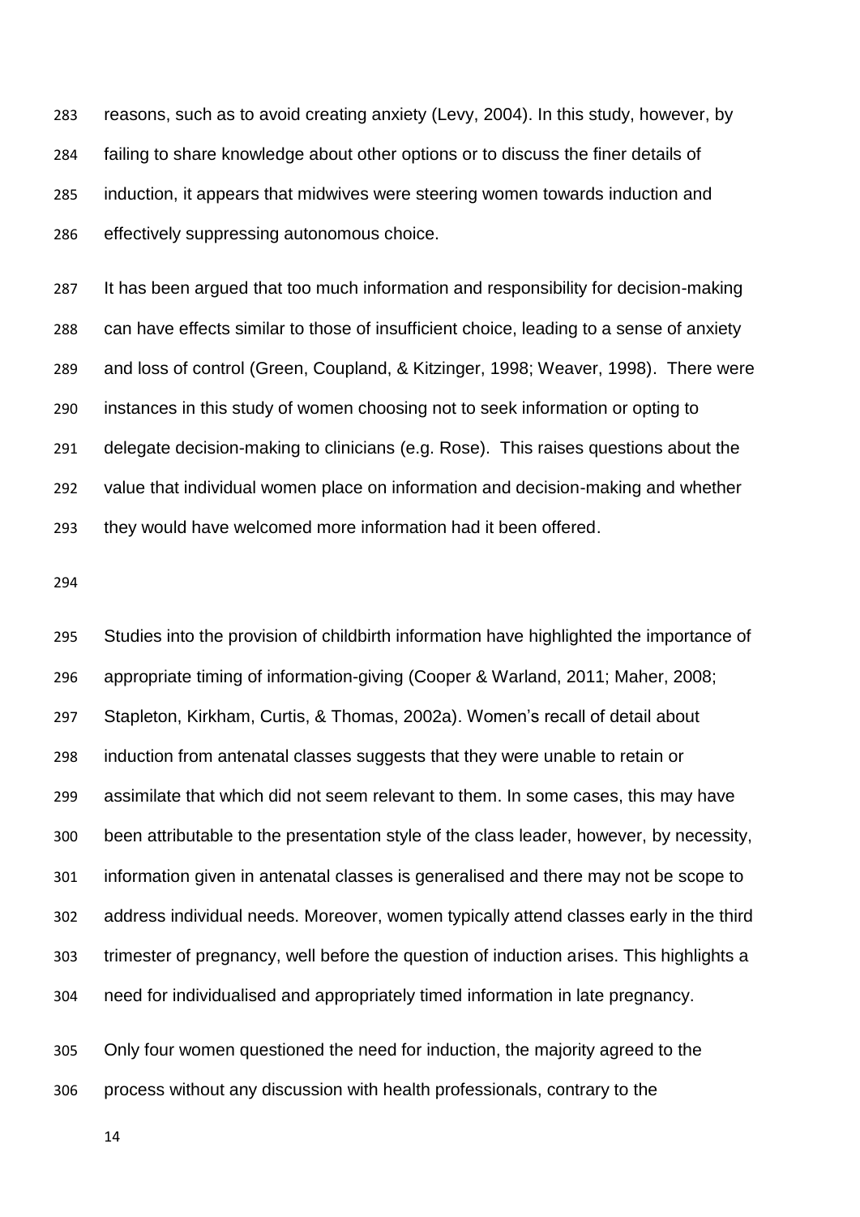reasons, such as to avoid creating anxiety (Levy, 2004). In this study, however, by failing to share knowledge about other options or to discuss the finer details of induction, it appears that midwives were steering women towards induction and effectively suppressing autonomous choice.

It has been argued that too much information and responsibility for decision-making can have effects similar to those of insufficient choice, leading to a sense of anxiety and loss of control (Green, Coupland, & Kitzinger, 1998; Weaver, 1998). There were instances in this study of women choosing not to seek information or opting to delegate decision-making to clinicians (e.g. Rose). This raises questions about the value that individual women place on information and decision-making and whether they would have welcomed more information had it been offered.

Studies into the provision of childbirth information have highlighted the importance of appropriate timing of information-giving (Cooper & Warland, 2011; Maher, 2008; Stapleton, Kirkham, Curtis, & Thomas, 2002a). Women's recall of detail about induction from antenatal classes suggests that they were unable to retain or assimilate that which did not seem relevant to them. In some cases, this may have been attributable to the presentation style of the class leader, however, by necessity, information given in antenatal classes is generalised and there may not be scope to address individual needs. Moreover, women typically attend classes early in the third trimester of pregnancy, well before the question of induction arises. This highlights a need for individualised and appropriately timed information in late pregnancy.

Only four women questioned the need for induction, the majority agreed to the process without any discussion with health professionals, contrary to the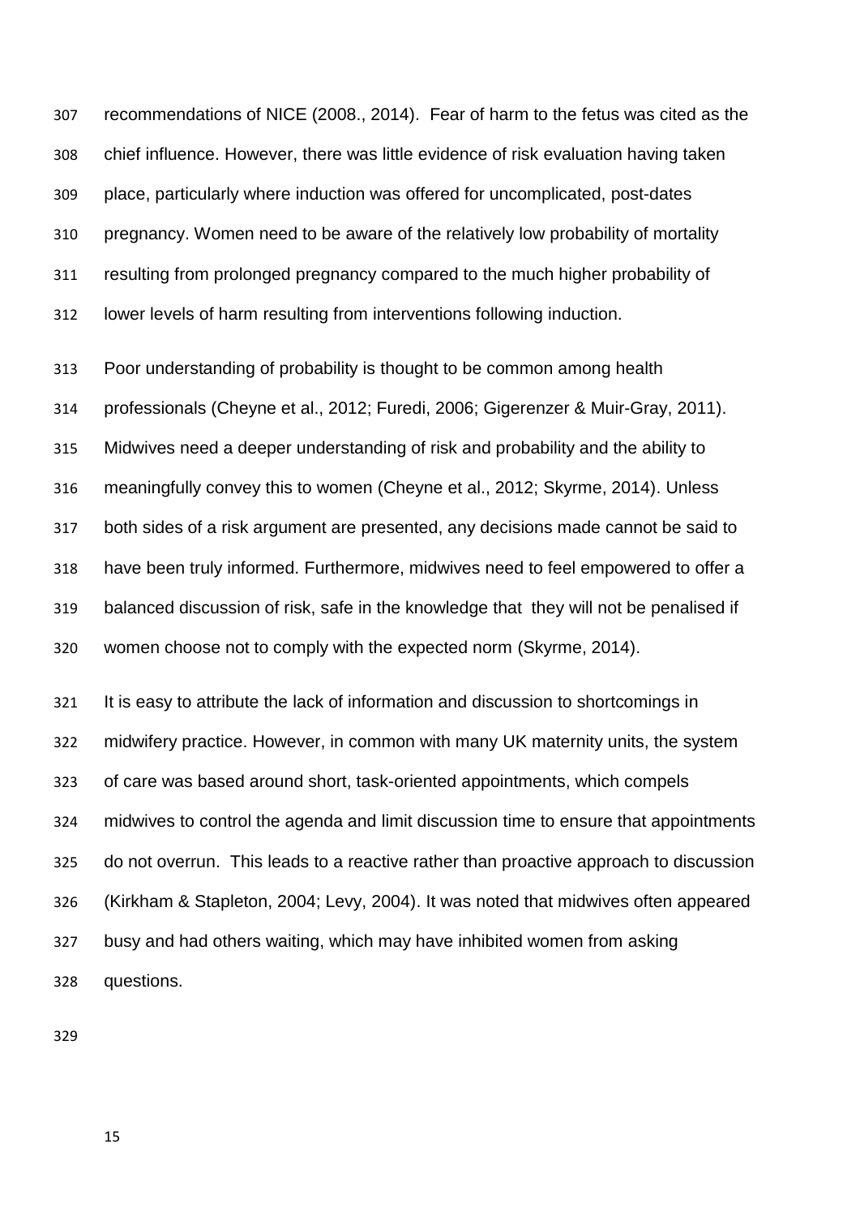recommendations of NICE (2008., 2014). Fear of harm to the fetus was cited as the chief influence. However, there was little evidence of risk evaluation having taken place, particularly where induction was offered for uncomplicated, post-dates pregnancy. Women need to be aware of the relatively low probability of mortality resulting from prolonged pregnancy compared to the much higher probability of lower levels of harm resulting from interventions following induction.

Poor understanding of probability is thought to be common among health professionals (Cheyne et al., 2012; Furedi, 2006; Gigerenzer & Muir-Gray, 2011). Midwives need a deeper understanding of risk and probability and the ability to meaningfully convey this to women (Cheyne et al., 2012; Skyrme, 2014). Unless both sides of a risk argument are presented, any decisions made cannot be said to have been truly informed. Furthermore, midwives need to feel empowered to offer a balanced discussion of risk, safe in the knowledge that they will not be penalised if women choose not to comply with the expected norm (Skyrme, 2014).

It is easy to attribute the lack of information and discussion to shortcomings in midwifery practice. However, in common with many UK maternity units, the system of care was based around short, task-oriented appointments, which compels midwives to control the agenda and limit discussion time to ensure that appointments do not overrun. This leads to a reactive rather than proactive approach to discussion (Kirkham & Stapleton, 2004; Levy, 2004). It was noted that midwives often appeared busy and had others waiting, which may have inhibited women from asking questions.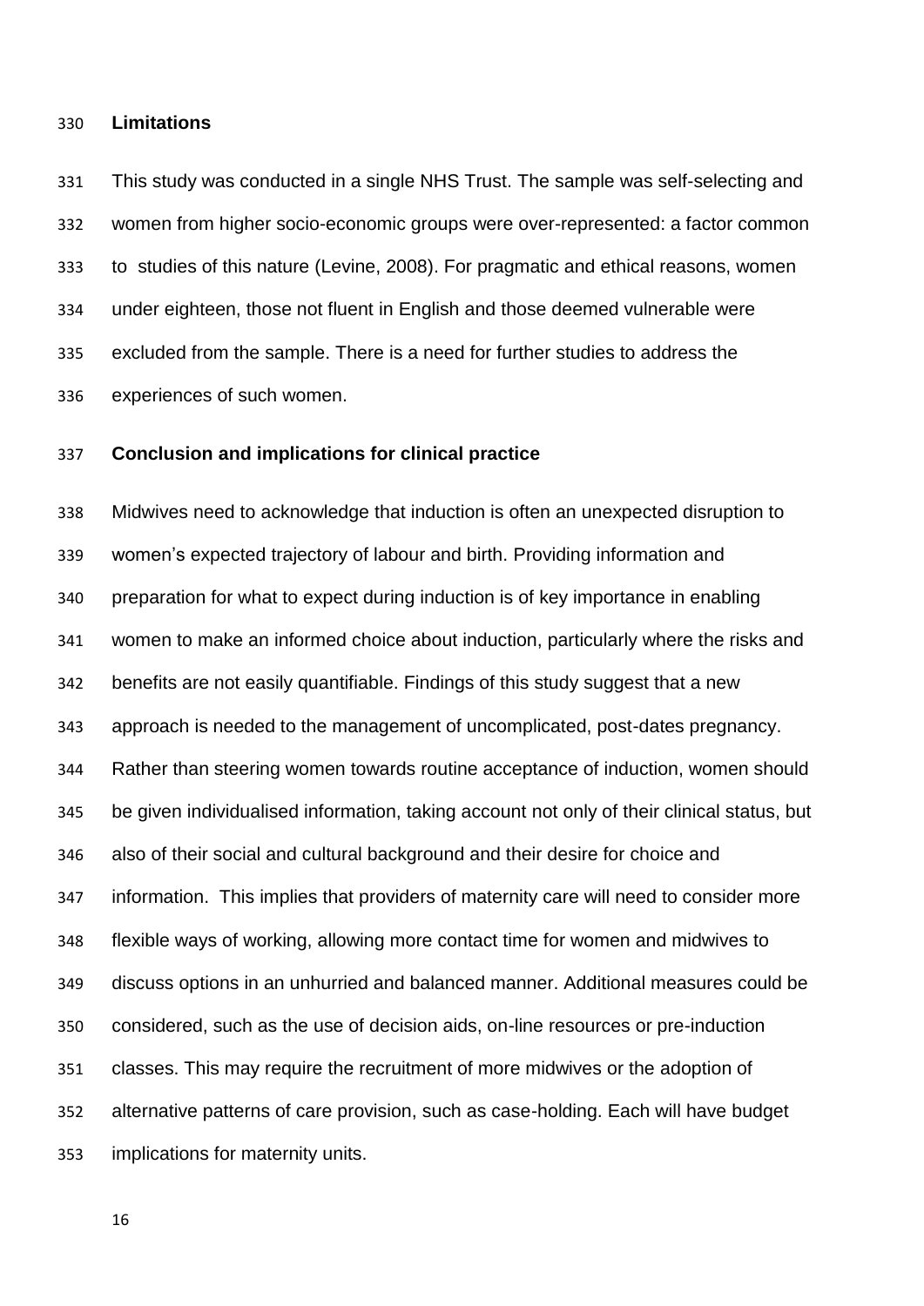## Limitations

This study was conducted in a single NHS Trust. The sample was self-selecting and women from higher socio-economic groups were over-represented: a factor common to studies of this nature (Levine, 2008). For pragmatic and ethical reasons, women under eighteen, those not fluent in English and those deemed vulnerable were excluded from the sample. There is a need for further studies to address the experiences of such women.

## Conclusion and implications for clinical practice

Midwives need to acknowledge that induction is often an unexpected disruption to women's expected trajectory of labour and birth. Providing information and preparation for what to expect during induction is of key importance in enabling women to make an informed choice about induction, particularly where the risks and benefits are not easily quantifiable. Findings of this study suggest that a new approach is needed to the management of uncomplicated, post-dates pregnancy. Rather than steering women towards routine acceptance of induction, women should be given individualised information, taking account not only of their clinical status, but also of their social and cultural background and their desire for choice and information. This implies that providers of maternity care will need to consider more flexible ways of working, allowing more contact time for women and midwives to discuss options in an unhurried and balanced manner. Additional measures could be considered, such as the use of decision aids, on-line resources or pre-induction classes. This may require the recruitment of more midwives or the adoption of alternative patterns of care provision, such as case-holding. Each will have budget implications for maternity units.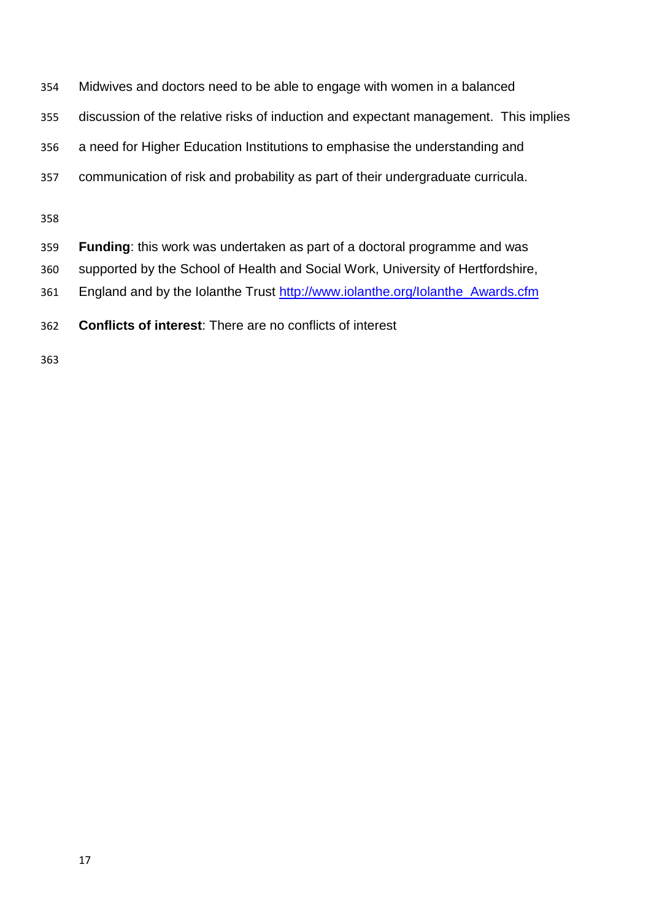Midwives and doctors need to be able to engage with women in a balanced discussion of the relative risks of induction and expectant management. This implies a need for Higher Education Institutions to emphasise the understanding and communication of risk and probability as part of their undergraduate curricula.

**Funding**: this work was undertaken as part of a doctoral programme and was supported by the School of Health and Social Work, University of Hertfordshire, England and by the Iolanthe Trust http://www.iolanthe.org/Iolanthe_Awards.cfm

**Conflicts of interest**: There are no conflicts of interest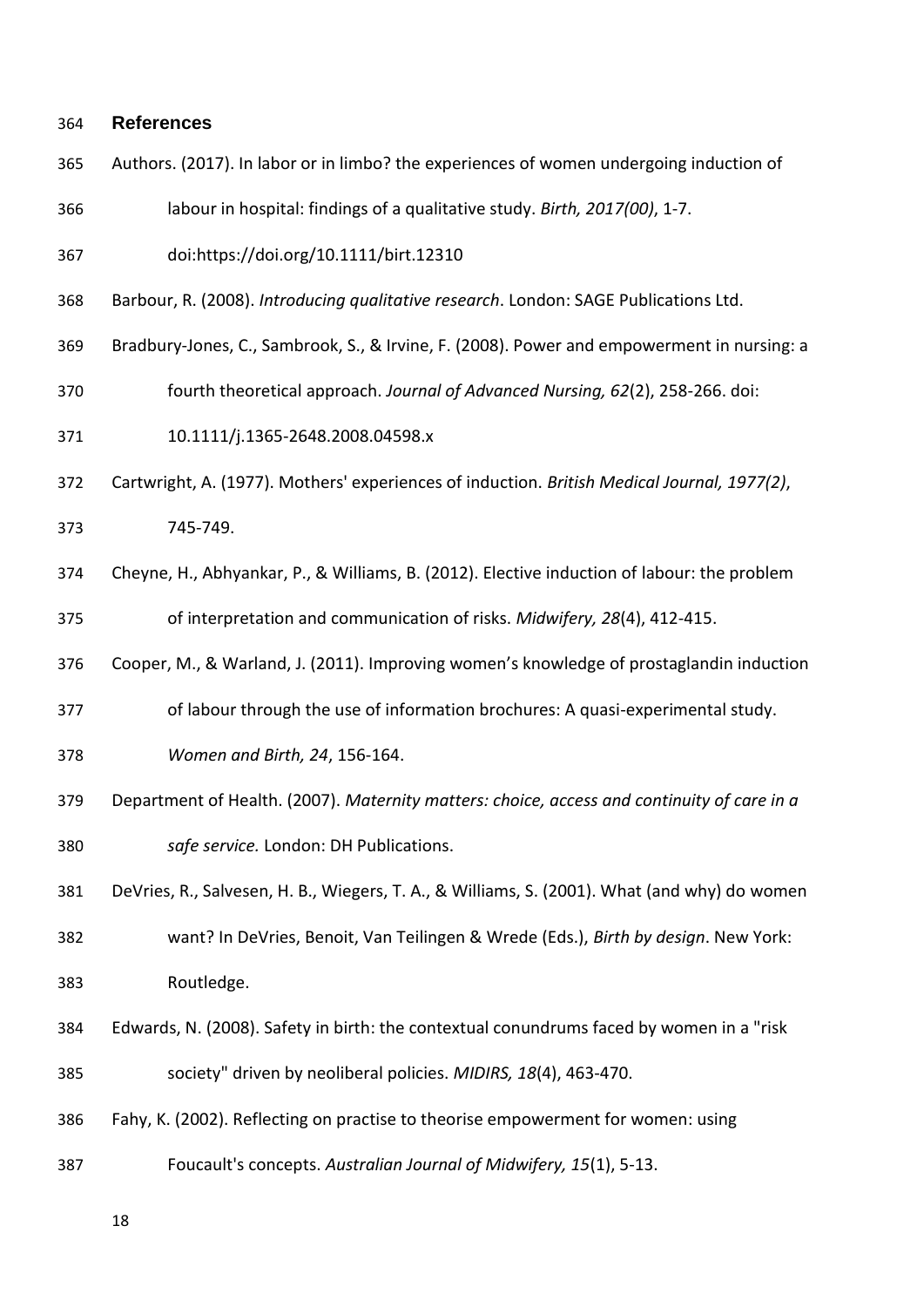## References

Authors. (2017). In labor or in limbo? the experiences of women undergoing induction of labour in hospital: findings of a qualitative study. *Birth, 2017(00)*, 1-7. doi:https://doi.org/10.1111/birt.12310

Barbour, R. (2008). *Introducing qualitative research*. London: SAGE Publications Ltd.

Bradbury-Jones, C., Sambrook, S., & Irvine, F. (2008). Power and empowerment in nursing: a fourth theoretical approach. *Journal of Advanced Nursing, 62*(2), 258-266. doi: 10.1111/j.1365-2648.2008.04598.x

Cartwright, A. (1977). Mothers' experiences of induction. *British Medical Journal, 1977(2)*, 745-749.

Cheyne, H., Abhyankar, P., & Williams, B. (2012). Elective induction of labour: the problem of interpretation and communication of risks. *Midwifery, 28*(4), 412-415.

Cooper, M., & Warland, J. (2011). Improving women's knowledge of prostaglandin induction of labour through the use of information brochures: A quasi-experimental study. *Women and Birth, 24*, 156-164.

Department of Health. (2007). *Maternity matters: choice, access and continuity of care in a safe service.* London: DH Publications.

DeVries, R., Salvesen, H. B., Wiegers, T. A., & Williams, S. (2001). What (and why) do women want? In DeVries, Benoit, Van Teilingen & Wrede (Eds.), *Birth by design*. New York: Routledge.

Edwards, N. (2008). Safety in birth: the contextual conundrums faced by women in a "risk society" driven by neoliberal policies. *MIDIRS, 18*(4), 463-470.

Fahy, K. (2002). Reflecting on practise to theorise empowerment for women: using Foucault's concepts. *Australian Journal of Midwifery, 15*(1), 5-13.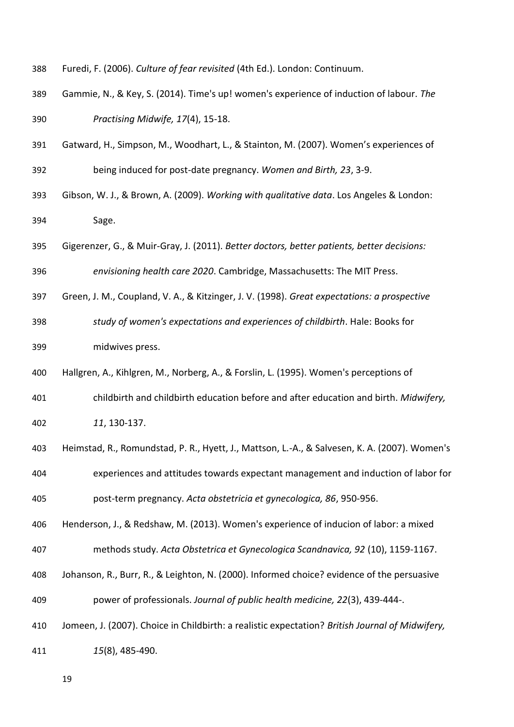Furedi, F. (2006). *Culture of fear revisited* (4th Ed.). London: Continuum.

Gammie, N., & Key, S. (2014). Time's up! women's experience of induction of labour. *The Practising Midwife, 17*(4), 15-18.

Gatward, H., Simpson, M., Woodhart, L., & Stainton, M. (2007). Women's experiences of being induced for post-date pregnancy. *Women and Birth, 23*, 3-9.

Gibson, W. J., & Brown, A. (2009). *Working with qualitative data*. Los Angeles & London: Sage.

Gigerenzer, G., & Muir-Gray, J. (2011). *Better doctors, better patients, better decisions: envisioning health care 2020*. Cambridge, Massachusetts: The MIT Press.

Green, J. M., Coupland, V. A., & Kitzinger, J. V. (1998). *Great expectations: a prospective study of women's expectations and experiences of childbirth*. Hale: Books for midwives press.

Hallgren, A., Kihlgren, M., Norberg, A., & Forslin, L. (1995). Women's perceptions of childbirth and childbirth education before and after education and birth. *Midwifery, 11*, 130-137.

Heimstad, R., Romundstad, P. R., Hyett, J., Mattson, L.-A., & Salvesen, K. A. (2007). Women's experiences and attitudes towards expectant management and induction of labor for post-term pregnancy. *Acta obstetricia et gynecologica, 86*, 950-956.

Henderson, J., & Redshaw, M. (2013). Women's experience of inducion of labor: a mixed methods study. *Acta Obstetrica et Gynecologica Scandnavica, 92* (10), 1159-1167.

Johanson, R., Burr, R., & Leighton, N. (2000). Informed choice? evidence of the persuasive power of professionals. *Journal of public health medicine, 22*(3), 439-444-.

Jomeen, J. (2007). Choice in Childbirth: a realistic expectation? *British Journal of Midwifery, 15*(8), 485-490.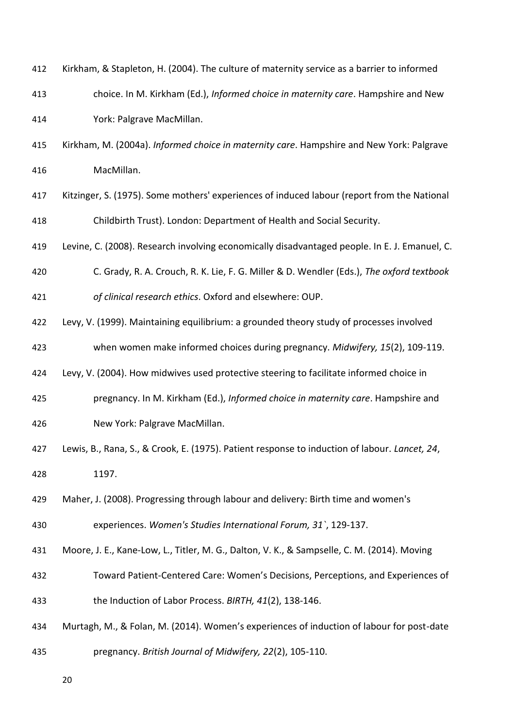Kirkham, & Stapleton, H. (2004). The culture of maternity service as a barrier to informed choice. In M. Kirkham (Ed.), *Informed choice in maternity care*. Hampshire and New York: Palgrave MacMillan.

Kirkham, M. (2004a). *Informed choice in maternity care*. Hampshire and New York: Palgrave MacMillan.

Kitzinger, S. (1975). Some mothers' experiences of induced labour (report from the National Childbirth Trust). London: Department of Health and Social Security.

Levine, C. (2008). Research involving economically disadvantaged people. In E. J. Emanuel, C. C. Grady, R. A. Crouch, R. K. Lie, F. G. Miller & D. Wendler (Eds.), *The oxford textbook of clinical research ethics*. Oxford and elsewhere: OUP.

Levy, V. (1999). Maintaining equilibrium: a grounded theory study of processes involved when women make informed choices during pregnancy. *Midwifery, 15*(2), 109-119.

Levy, V. (2004). How midwives used protective steering to facilitate informed choice in pregnancy. In M. Kirkham (Ed.), *Informed choice in maternity care*. Hampshire and New York: Palgrave MacMillan.

Lewis, B., Rana, S., & Crook, E. (1975). Patient response to induction of labour. *Lancet, 24*, 1197.

Maher, J. (2008). Progressing through labour and delivery: Birth time and women's experiences. *Women's Studies International Forum, 31`*, 129-137.

Moore, J. E., Kane-Low, L., Titler, M. G., Dalton, V. K., & Sampselle, C. M. (2014). Moving Toward Patient-Centered Care: Women's Decisions, Perceptions, and Experiences of the Induction of Labor Process. *BIRTH, 41*(2), 138-146.

Murtagh, M., & Folan, M. (2014). Women's experiences of induction of labour for post-date pregnancy. *British Journal of Midwifery, 22*(2), 105-110.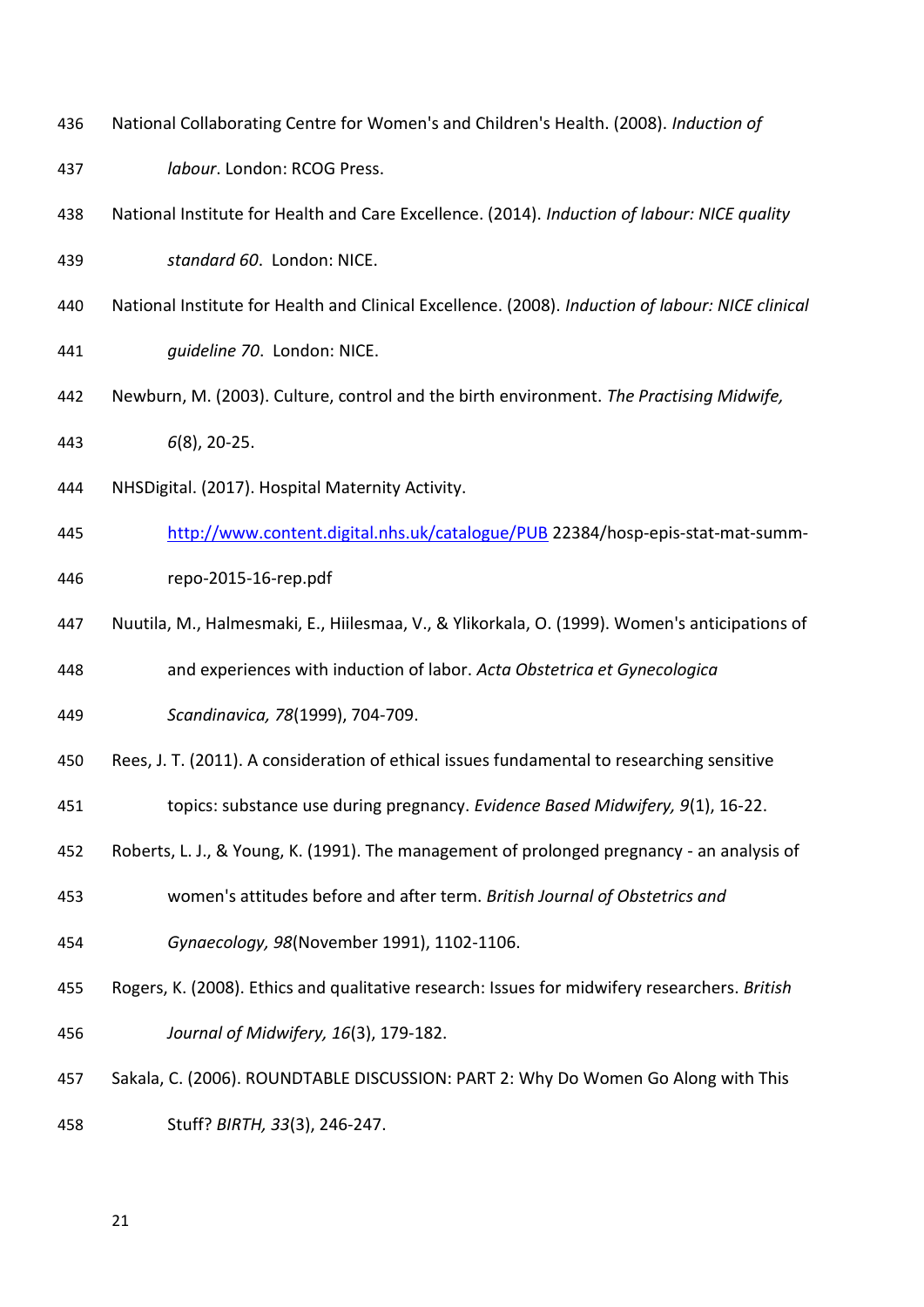National Collaborating Centre for Women's and Children's Health. (2008). *Induction of labour*. London: RCOG Press.

National Institute for Health and Care Excellence. (2014). *Induction of labour: NICE quality standard 60*. London: NICE.

National Institute for Health and Clinical Excellence. (2008). *Induction of labour: NICE clinical guideline 70*. London: NICE.

Newburn, M. (2003). Culture, control and the birth environment. *The Practising Midwife, 6*(8), 20-25.

NHSDigital. (2017). Hospital Maternity Activity. http://www.content.digital.nhs.uk/catalogue/PUB 22384/hosp-epis-stat-mat-summ-repo-2015-16-rep.pdf

Nuutila, M., Halmesmaki, E., Hiilesmaa, V., & Ylikorkala, O. (1999). Women's anticipations of and experiences with induction of labor. *Acta Obstetrica et Gynecologica Scandinavica, 78*(1999), 704-709.

Rees, J. T. (2011). A consideration of ethical issues fundamental to researching sensitive topics: substance use during pregnancy. *Evidence Based Midwifery, 9*(1), 16-22.

Roberts, L. J., & Young, K. (1991). The management of prolonged pregnancy - an analysis of women's attitudes before and after term. *British Journal of Obstetrics and Gynaecology, 98*(November 1991), 1102-1106.

Rogers, K. (2008). Ethics and qualitative research: Issues for midwifery researchers. *British Journal of Midwifery, 16*(3), 179-182.

Sakala, C. (2006). ROUNDTABLE DISCUSSION: PART 2: Why Do Women Go Along with This Stuff? *BIRTH, 33*(3), 246-247.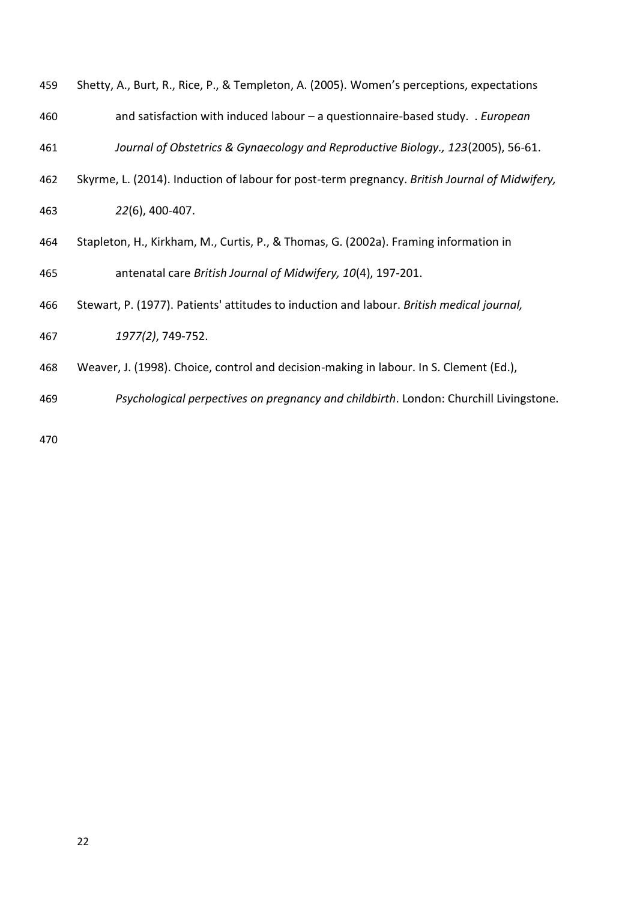Shetty, A., Burt, R., Rice, P., & Templeton, A. (2005). Women's perceptions, expectations and satisfaction with induced labour – a questionnaire-based study. . *European Journal of Obstetrics & Gynaecology and Reproductive Biology., 123*(2005), 56-61.

Skyrme, L. (2014). Induction of labour for post-term pregnancy. *British Journal of Midwifery, 22*(6), 400-407.

Stapleton, H., Kirkham, M., Curtis, P., & Thomas, G. (2002a). Framing information in antenatal care *British Journal of Midwifery, 10*(4), 197-201.

Stewart, P. (1977). Patients' attitudes to induction and labour. *British medical journal, 1977(2)*, 749-752.

Weaver, J. (1998). Choice, control and decision-making in labour. In S. Clement (Ed.), *Psychological perpectives on pregnancy and childbirth*. London: Churchill Livingstone.